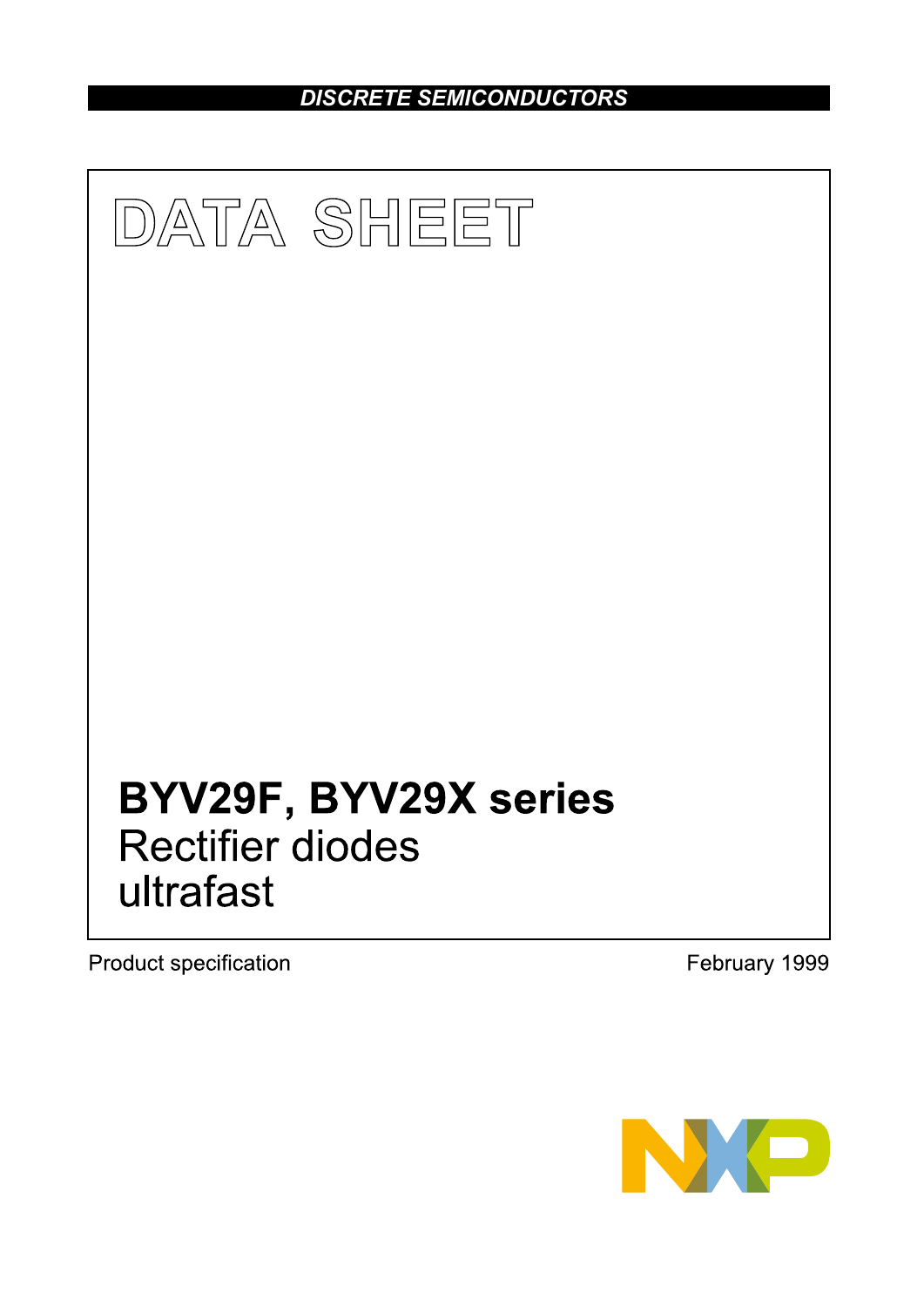DISCRETE SEMICONDUCTORS

# DATA SHEET

## BYV29F, BYV29X series
Rectifier diodes
ultrafast

Product specification

February 1999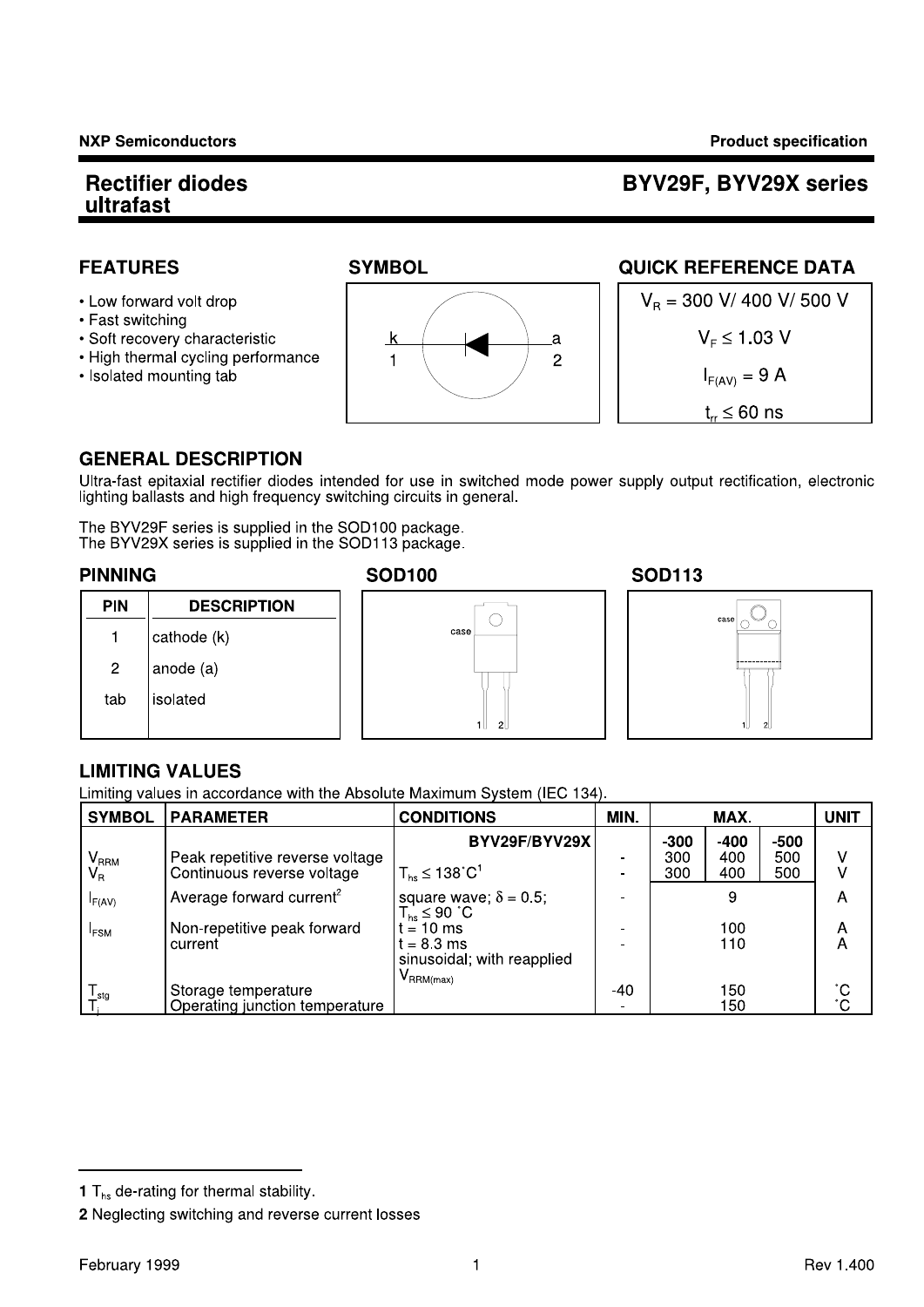**NXP Semiconductors** **Product specification**

# Rectifier diodes ultrafast

# BYV29F, BYV29X series

## FEATURES

- Low forward volt drop
- Fast switching
- Soft recovery characteristic
- High thermal cycling performance
- Isolated mounting tab

## SYMBOL

k 1 — a 2

## QUICK REFERENCE DATA

$V_R$ = 300 V/ 400 V/ 500 V

$V_F \leq 1.03$ V

$I_{F(AV)}$ = 9 A

$t_{rr} \leq 60$ ns

## GENERAL DESCRIPTION

Ultra-fast epitaxial rectifier diodes intended for use in switched mode power supply output rectification, electronic lighting ballasts and high frequency switching circuits in general.

The BYV29F series is supplied in the SOD100 package.
The BYV29X series is supplied in the SOD113 package.

## PINNING

| PIN | DESCRIPTION |
|---|---|
| 1 | cathode (k) |
| 2 | anode (a) |
| tab | isolated |

## SOD100

case

1 2

## SOD113

case

1 2

## LIMITING VALUES

Limiting values in accordance with the Absolute Maximum System (IEC 134).

| SYMBOL | PARAMETER | CONDITIONS | MIN. | MAX. | | | UNIT |
|---|---|---|---|---|---|---|---|
| | | BYV29F/BYV29X | | -300 | -400 | -500 | |
| $V_{RRM}$ | Peak repetitive reverse voltage | | - | 300 | 400 | 500 | V |
| $V_R$ | Continuous reverse voltage | $T_{hs} \leq 138$ ˚C[1] | - | 300 | 400 | 500 | V |
| $I_{F(AV)}$ | Average forward current[2] | square wave; $\delta = 0.5$; $T_{hs} \leq 90$ ˚C | - | 9 | | | A |
| $I_{FSM}$ | Non-repetitive peak forward current | t = 10 ms | - | 100 | | | A |
| | | t = 8.3 ms sinusoidal; with reapplied $V_{RRM(max)}$ | - | 110 | | | A |
| $T_{stg}$ | Storage temperature | | -40 | 150 | | | ˚C |
| $T_j$ | Operating junction temperature | | - | 150 | | | ˚C |

1 $T_{hs}$ de-rating for thermal stability.

2 Neglecting switching and reverse current losses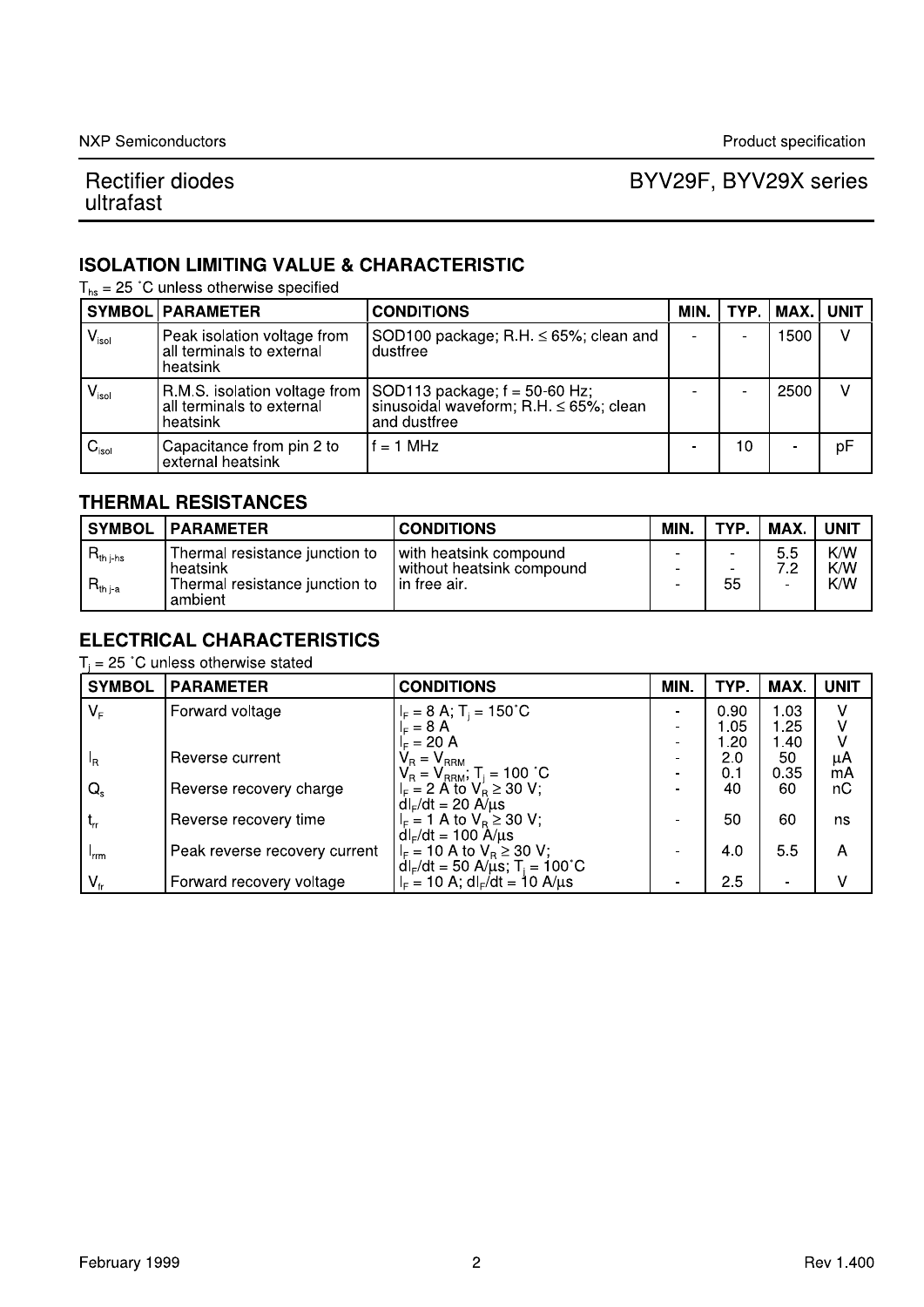## ISOLATION LIMITING VALUE & CHARACTERISTIC

$T_{hs}$ = 25 ˚C unless otherwise specified

| SYMBOL | PARAMETER | CONDITIONS | MIN. | TYP. | MAX. | UNIT |
|---|---|---|---|---|---|---|
| $V_{isol}$ | Peak isolation voltage from all terminals to external heatsink | SOD100 package; R.H. ≤ 65%; clean and dustfree | - | - | 1500 | V |
| $V_{isol}$ | R.M.S. isolation voltage from all terminals to external heatsink | SOD113 package; f = 50-60 Hz; sinusoidal waveform; R.H. ≤ 65%; clean and dustfree | - | - | 2500 | V |
| $C_{isol}$ | Capacitance from pin 2 to external heatsink | f = 1 MHz | - | 10 | - | pF |

## THERMAL RESISTANCES

| SYMBOL | PARAMETER | CONDITIONS | MIN. | TYP. | MAX. | UNIT |
|---|---|---|---|---|---|---|
| $R_{th\ j-hs}$ | Thermal resistance junction to heatsink | with heatsink compound | - | - | 5.5 | K/W |
| | | without heatsink compound | - | - | 7.2 | K/W |
| $R_{th\ j-a}$ | Thermal resistance junction to ambient | in free air. | - | 55 | - | K/W |

## ELECTRICAL CHARACTERISTICS

$T_j$ = 25 ˚C unless otherwise stated

| SYMBOL | PARAMETER | CONDITIONS | MIN. | TYP. | MAX. | UNIT |
|---|---|---|---|---|---|---|
| $V_F$ | Forward voltage | $I_F$ = 8 A; $T_j$ = 150˚C | - | 0.90 | 1.03 | V |
| | | $I_F$ = 8 A | - | 1.05 | 1.25 | V |
| | | $I_F$ = 20 A | - | 1.20 | 1.40 | V |
| $I_R$ | Reverse current | $V_R = V_{RRM}$ | - | 2.0 | 50 | µA |
| | | $V_R = V_{RRM}$; $T_j$ = 100 ˚C | - | 0.1 | 0.35 | mA |
| $Q_s$ | Reverse recovery charge | $I_F$ = 2 A to $V_R$ ≥ 30 V; $dI_F/dt$ = 20 A/µs | - | 40 | 60 | nC |
| $t_{rr}$ | Reverse recovery time | $I_F$ = 1 A to $V_R$ ≥ 30 V; $dI_F/dt$ = 100 A/µs | - | 50 | 60 | ns |
| $I_{rrm}$ | Peak reverse recovery current | $I_F$ = 10 A to $V_R$ ≥ 30 V; $dI_F/dt$ = 50 A/µs; $T_j$ = 100˚C | - | 4.0 | 5.5 | A |
| $V_{fr}$ | Forward recovery voltage | $I_F$ = 10 A; $dI_F/dt$ = 10 A/µs | - | 2.5 | - | V |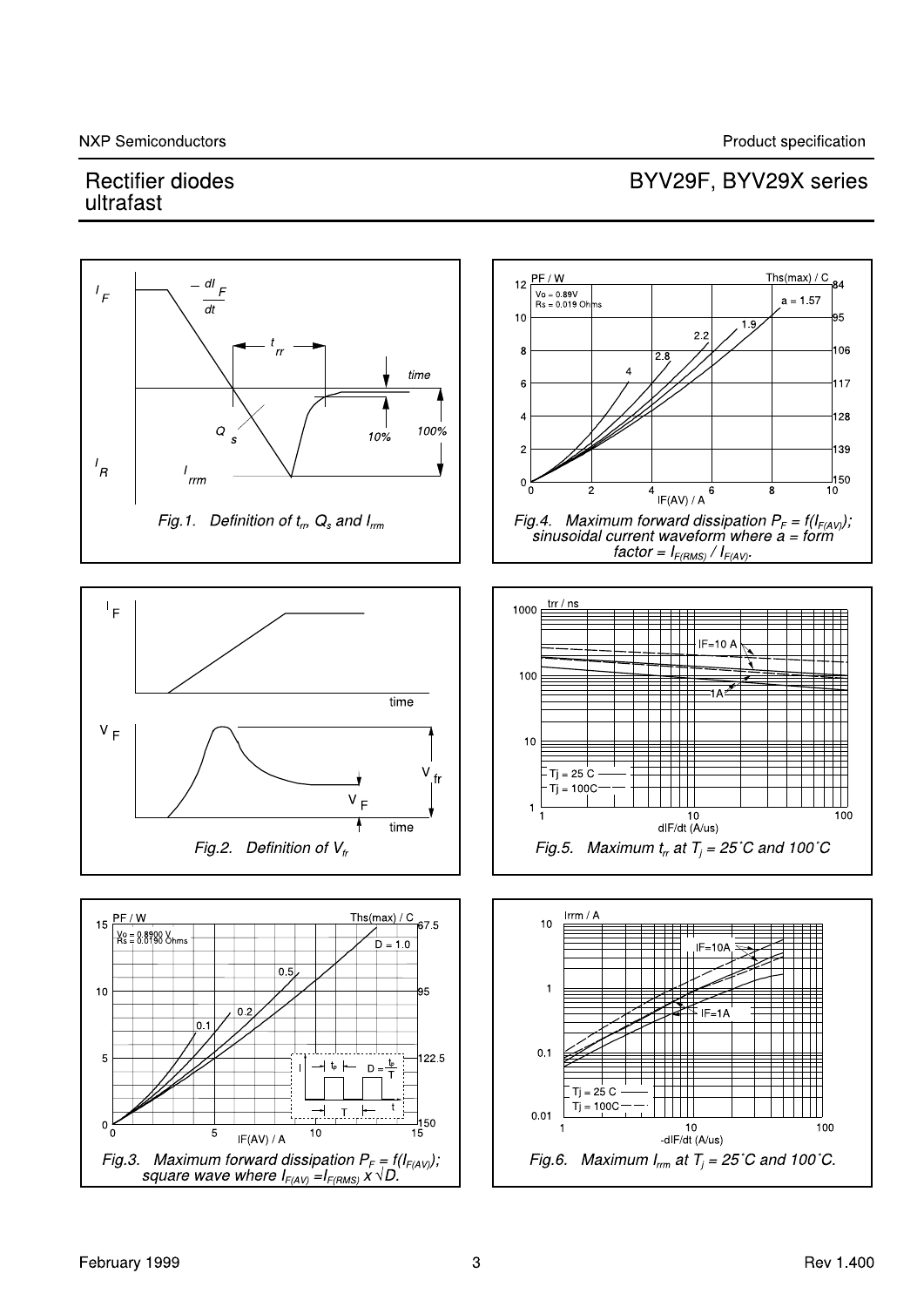Fig.1. Definition of $t_{rr}$, $Q_s$ and $I_{rrm}$

Fig.4. Maximum forward dissipation $P_F = f(I_{F(AV)})$; sinusoidal current waveform where a = form factor = $I_{F(RMS)}$ / $I_{F(AV)}$.

Fig.2. Definition of $V_{fr}$

Fig.5. Maximum $t_{rr}$ at $T_j$ = 25˚C and 100˚C

Fig.3. Maximum forward dissipation $P_F = f(I_{F(AV)})$; square wave where $I_{F(AV)} = I_{F(RMS)} \times \sqrt{D}$.

Fig.6. Maximum $I_{rrm}$ at $T_j$ = 25˚C and 100˚C.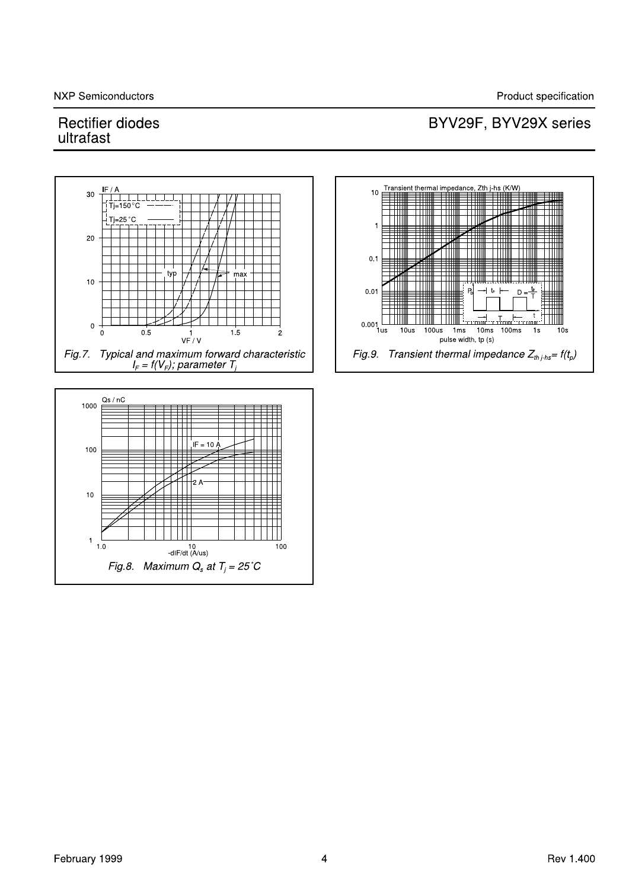Fig.7. Typical and maximum forward characteristic $I_F = f(V_F)$; parameter $T_j$

Fig.9. Transient thermal impedance $Z_{th\,j\text{-}hs} = f(t_p)$

Fig.8. Maximum $Q_s$ at $T_j = 25˚C$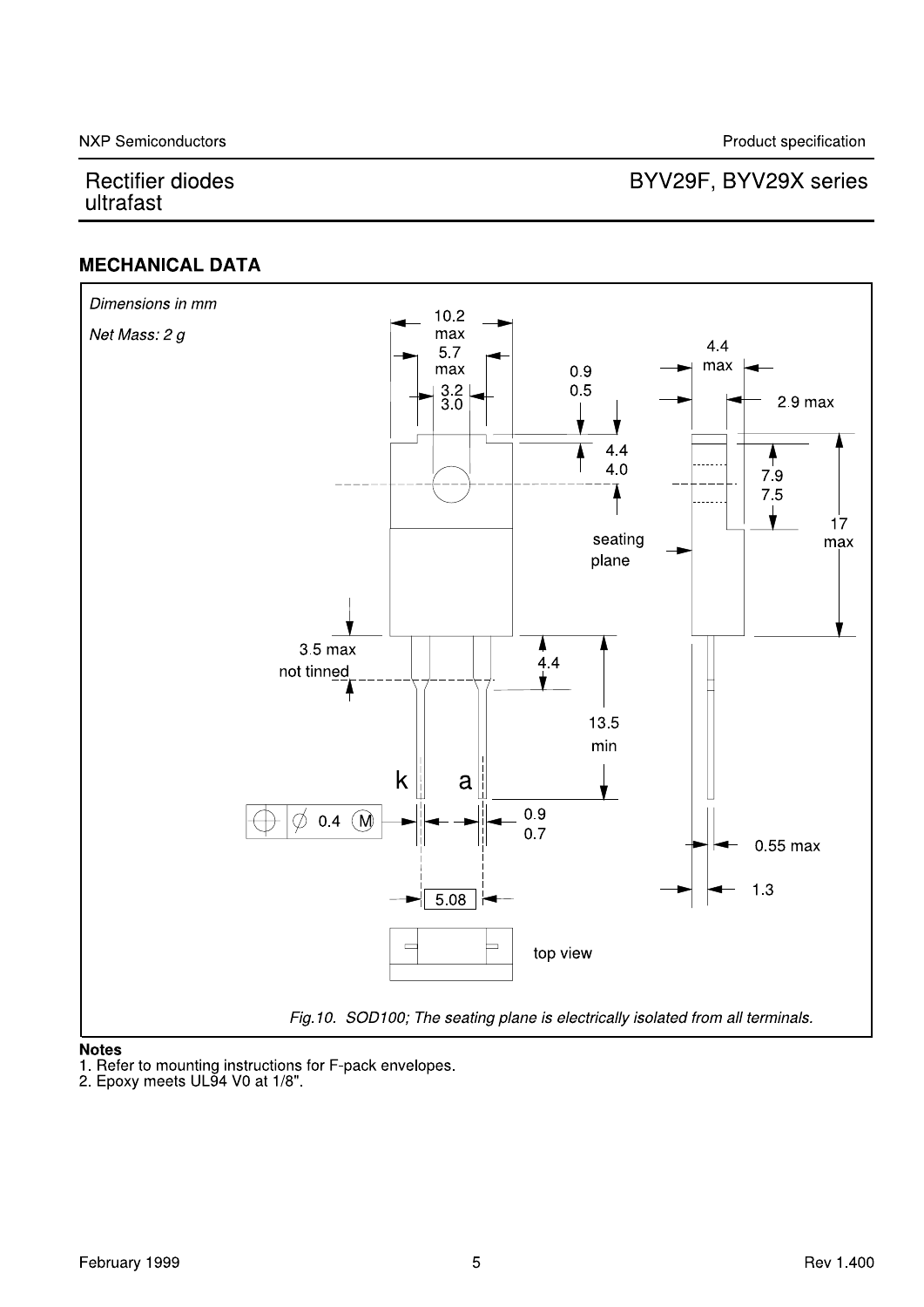## MECHANICAL DATA

*Dimensions in mm*

*Net Mass: 2 g*

10.2 max

5.7 max

3.2
3.0

0.9
0.5

4.4
4.0

seating plane

3.5 max
not tinned

4.4

13.5
min

k a

0.4 M

0.9
0.7

5.08

top view

4.4 max

2.9 max

7.9
7.5

17 max

0.55 max

1.3

*Fig.10. SOD100; The seating plane is electrically isolated from all terminals.*

**Notes**

1. Refer to mounting instructions for F-pack envelopes.
2. Epoxy meets UL94 V0 at 1/8".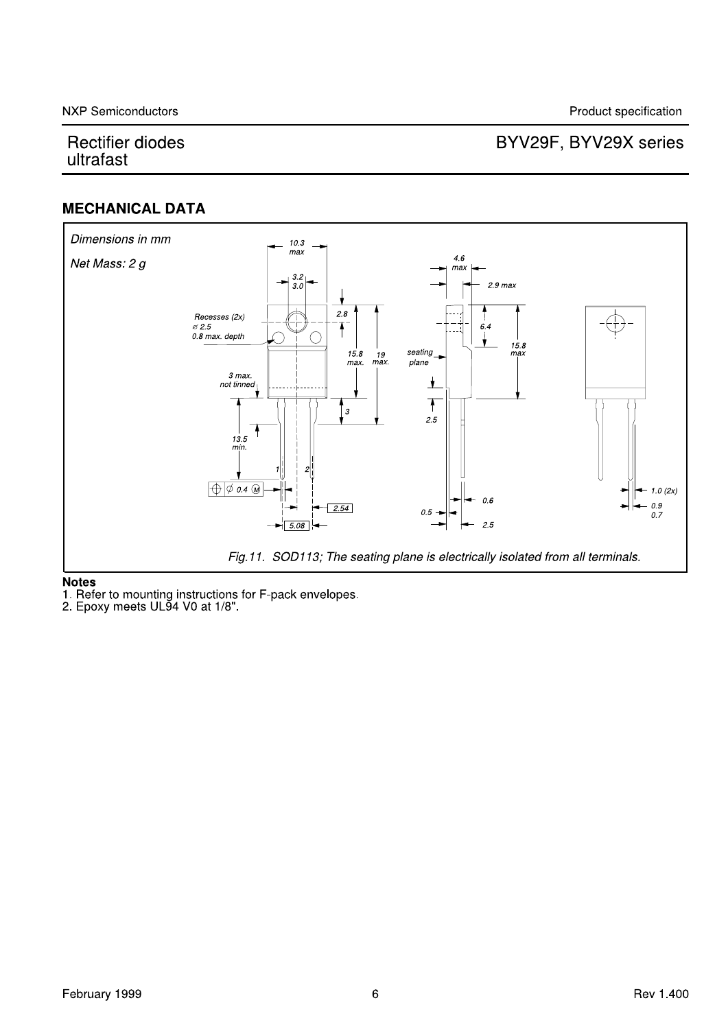## MECHANICAL DATA

Dimensions in mm

Net Mass: 2 g

Fig.11. SOD113; The seating plane is electrically isolated from all terminals.

**Notes**

1. Refer to mounting instructions for F-pack envelopes.
2. Epoxy meets UL94 V0 at 1/8".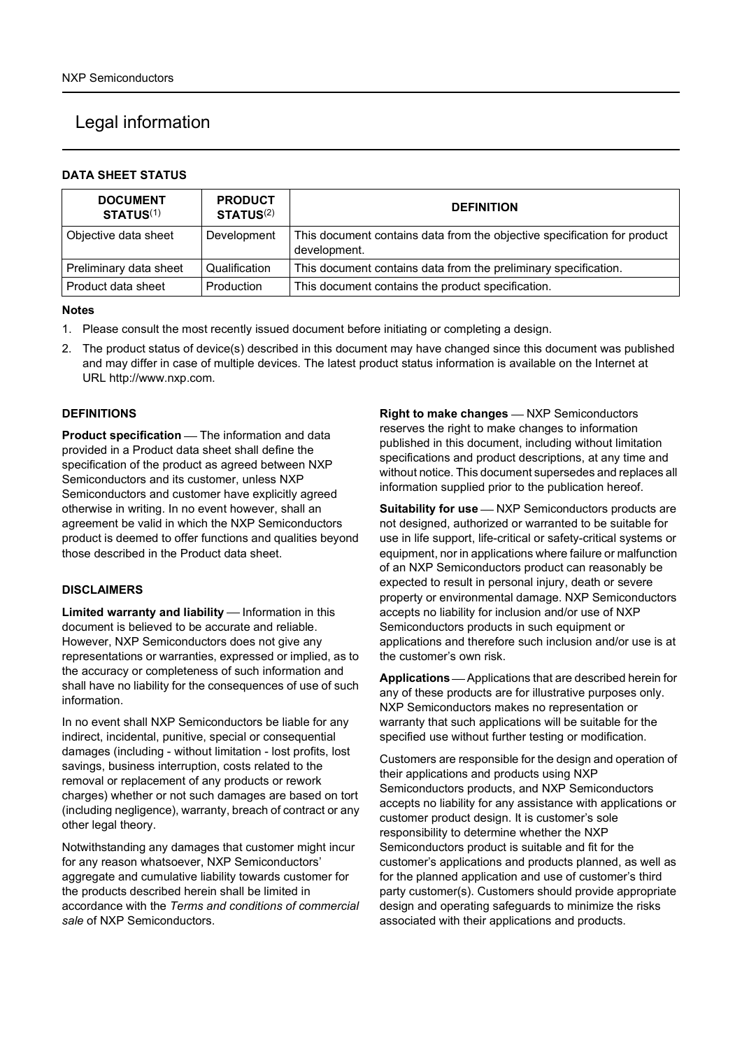# Legal information

### DATA SHEET STATUS

| DOCUMENT STATUS[1] | PRODUCT STATUS[2] | DEFINITION |
|---|---|---|
| Objective data sheet | Development | This document contains data from the objective specification for product development. |
| Preliminary data sheet | Qualification | This document contains data from the preliminary specification. |
| Product data sheet | Production | This document contains the product specification. |

**Notes**

1. Please consult the most recently issued document before initiating or completing a design.
2. The product status of device(s) described in this document may have changed since this document was published and may differ in case of multiple devices. The latest product status information is available on the Internet at URL http://www.nxp.com.

### DEFINITIONS

**Product specification** — The information and data provided in a Product data sheet shall define the specification of the product as agreed between NXP Semiconductors and its customer, unless NXP Semiconductors and customer have explicitly agreed otherwise in writing. In no event however, shall an agreement be valid in which the NXP Semiconductors product is deemed to offer functions and qualities beyond those described in the Product data sheet.

### DISCLAIMERS

**Limited warranty and liability** — Information in this document is believed to be accurate and reliable. However, NXP Semiconductors does not give any representations or warranties, expressed or implied, as to the accuracy or completeness of such information and shall have no liability for the consequences of use of such information.

In no event shall NXP Semiconductors be liable for any indirect, incidental, punitive, special or consequential damages (including - without limitation - lost profits, lost savings, business interruption, costs related to the removal or replacement of any products or rework charges) whether or not such damages are based on tort (including negligence), warranty, breach of contract or any other legal theory.

Notwithstanding any damages that customer might incur for any reason whatsoever, NXP Semiconductors' aggregate and cumulative liability towards customer for the products described herein shall be limited in accordance with the *Terms and conditions of commercial sale* of NXP Semiconductors.

**Right to make changes** — NXP Semiconductors reserves the right to make changes to information published in this document, including without limitation specifications and product descriptions, at any time and without notice. This document supersedes and replaces all information supplied prior to the publication hereof.

**Suitability for use** — NXP Semiconductors products are not designed, authorized or warranted to be suitable for use in life support, life-critical or safety-critical systems or equipment, nor in applications where failure or malfunction of an NXP Semiconductors product can reasonably be expected to result in personal injury, death or severe property or environmental damage. NXP Semiconductors accepts no liability for inclusion and/or use of NXP Semiconductors products in such equipment or applications and therefore such inclusion and/or use is at the customer's own risk.

**Applications** — Applications that are described herein for any of these products are for illustrative purposes only. NXP Semiconductors makes no representation or warranty that such applications will be suitable for the specified use without further testing or modification.

Customers are responsible for the design and operation of their applications and products using NXP Semiconductors products, and NXP Semiconductors accepts no liability for any assistance with applications or customer product design. It is customer's sole responsibility to determine whether the NXP Semiconductors product is suitable and fit for the customer's applications and products planned, as well as for the planned application and use of customer's third party customer(s). Customers should provide appropriate design and operating safeguards to minimize the risks associated with their applications and products.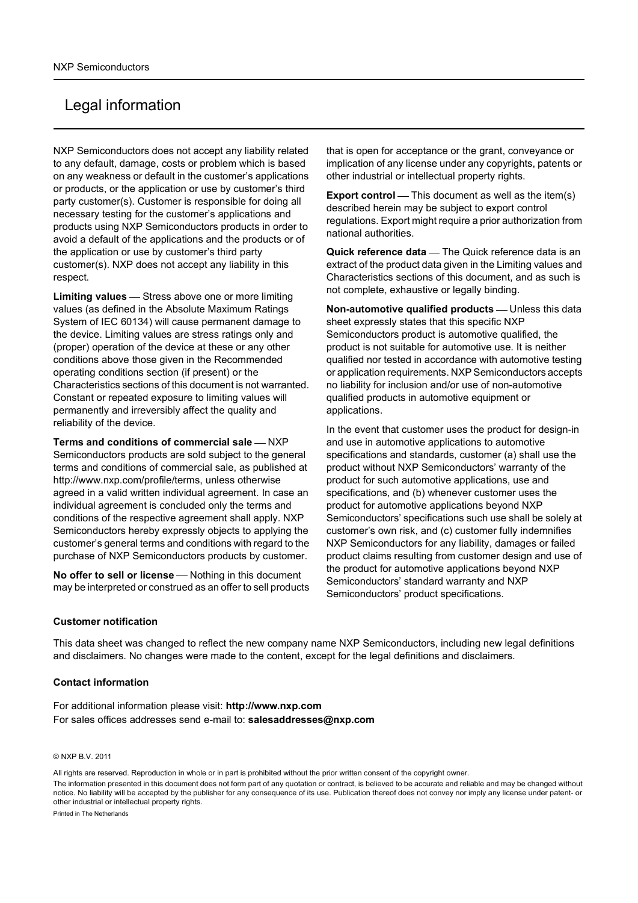# Legal information

NXP Semiconductors does not accept any liability related to any default, damage, costs or problem which is based on any weakness or default in the customer's applications or products, or the application or use by customer's third party customer(s). Customer is responsible for doing all necessary testing for the customer's applications and products using NXP Semiconductors products in order to avoid a default of the applications and the products or of the application or use by customer's third party customer(s). NXP does not accept any liability in this respect.

**Limiting values** — Stress above one or more limiting values (as defined in the Absolute Maximum Ratings System of IEC 60134) will cause permanent damage to the device. Limiting values are stress ratings only and (proper) operation of the device at these or any other conditions above those given in the Recommended operating conditions section (if present) or the Characteristics sections of this document is not warranted. Constant or repeated exposure to limiting values will permanently and irreversibly affect the quality and reliability of the device.

**Terms and conditions of commercial sale** — NXP Semiconductors products are sold subject to the general terms and conditions of commercial sale, as published at http://www.nxp.com/profile/terms, unless otherwise agreed in a valid written individual agreement. In case an individual agreement is concluded only the terms and conditions of the respective agreement shall apply. NXP Semiconductors hereby expressly objects to applying the customer's general terms and conditions with regard to the purchase of NXP Semiconductors products by customer.

**No offer to sell or license** — Nothing in this document may be interpreted or construed as an offer to sell products that is open for acceptance or the grant, conveyance or implication of any license under any copyrights, patents or other industrial or intellectual property rights.

**Export control** — This document as well as the item(s) described herein may be subject to export control regulations. Export might require a prior authorization from national authorities.

**Quick reference data** — The Quick reference data is an extract of the product data given in the Limiting values and Characteristics sections of this document, and as such is not complete, exhaustive or legally binding.

**Non-automotive qualified products** — Unless this data sheet expressly states that this specific NXP Semiconductors product is automotive qualified, the product is not suitable for automotive use. It is neither qualified nor tested in accordance with automotive testing or application requirements. NXP Semiconductors accepts no liability for inclusion and/or use of non-automotive qualified products in automotive equipment or applications.

In the event that customer uses the product for design-in and use in automotive applications to automotive specifications and standards, customer (a) shall use the product without NXP Semiconductors' warranty of the product for such automotive applications, use and specifications, and (b) whenever customer uses the product for automotive applications beyond NXP Semiconductors' specifications such use shall be solely at customer's own risk, and (c) customer fully indemnifies NXP Semiconductors for any liability, damages or failed product claims resulting from customer design and use of the product for automotive applications beyond NXP Semiconductors' standard warranty and NXP Semiconductors' product specifications.

### Customer notification

This data sheet was changed to reflect the new company name NXP Semiconductors, including new legal definitions and disclaimers. No changes were made to the content, except for the legal definitions and disclaimers.

### Contact information

For additional information please visit: **http://www.nxp.com**

For sales offices addresses send e-mail to: **salesaddresses@nxp.com**

© NXP B.V. 2011

All rights are reserved. Reproduction in whole or in part is prohibited without the prior written consent of the copyright owner.

The information presented in this document does not form part of any quotation or contract, is believed to be accurate and reliable and may be changed without notice. No liability will be accepted by the publisher for any consequence of its use. Publication thereof does not convey nor imply any license under patent- or other industrial or intellectual property rights.

Printed in The Netherlands